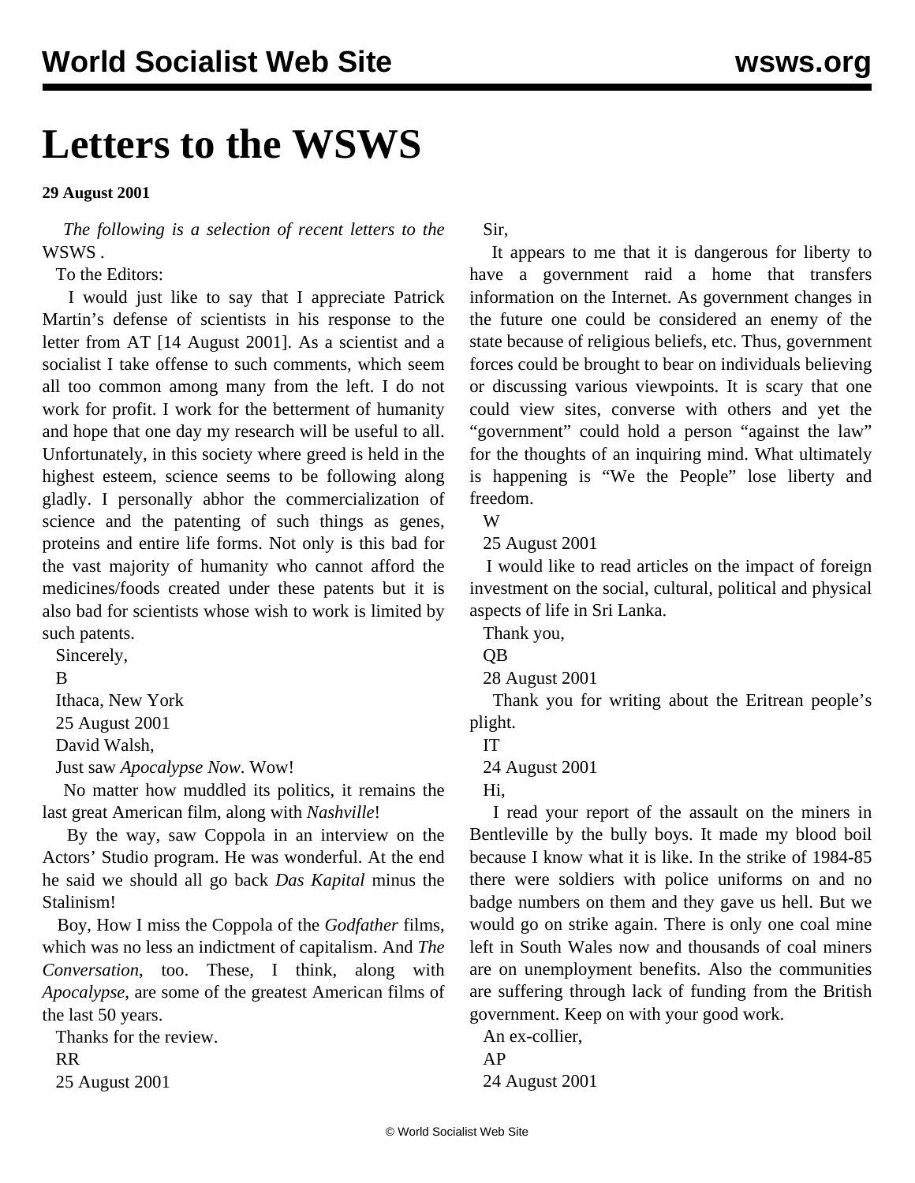# Letters to the WSWS

**29 August 2001**

*The following is a selection of recent letters to the* WSWS .

To the Editors:

I would just like to say that I appreciate Patrick Martin's defense of scientists in his response to the letter from AT [14 August 2001]. As a scientist and a socialist I take offense to such comments, which seem all too common among many from the left. I do not work for profit. I work for the betterment of humanity and hope that one day my research will be useful to all. Unfortunately, in this society where greed is held in the highest esteem, science seems to be following along gladly. I personally abhor the commercialization of science and the patenting of such things as genes, proteins and entire life forms. Not only is this bad for the vast majority of humanity who cannot afford the medicines/foods created under these patents but it is also bad for scientists whose wish to work is limited by such patents.

Sincerely,

B

Ithaca, New York

25 August 2001

David Walsh,

Just saw *Apocalypse Now*. Wow!

No matter how muddled its politics, it remains the last great American film, along with *Nashville*!

By the way, saw Coppola in an interview on the Actors' Studio program. He was wonderful. At the end he said we should all go back *Das Kapital* minus the Stalinism!

Boy, How I miss the Coppola of the *Godfather* films, which was no less an indictment of capitalism. And *The Conversation*, too. These, I think, along with *Apocalypse*, are some of the greatest American films of the last 50 years.

Thanks for the review.

RR

25 August 2001

Sir,

It appears to me that it is dangerous for liberty to have a government raid a home that transfers information on the Internet. As government changes in the future one could be considered an enemy of the state because of religious beliefs, etc. Thus, government forces could be brought to bear on individuals believing or discussing various viewpoints. It is scary that one could view sites, converse with others and yet the "government" could hold a person "against the law" for the thoughts of an inquiring mind. What ultimately is happening is "We the People" lose liberty and freedom.

W

25 August 2001

I would like to read articles on the impact of foreign investment on the social, cultural, political and physical aspects of life in Sri Lanka.

Thank you,

QB

28 August 2001

Thank you for writing about the Eritrean people's plight.

IT

24 August 2001

Hi,

I read your report of the assault on the miners in Bentleville by the bully boys. It made my blood boil because I know what it is like. In the strike of 1984-85 there were soldiers with police uniforms on and no badge numbers on them and they gave us hell. But we would go on strike again. There is only one coal mine left in South Wales now and thousands of coal miners are on unemployment benefits. Also the communities are suffering through lack of funding from the British government. Keep on with your good work.

An ex-collier,

AP

24 August 2001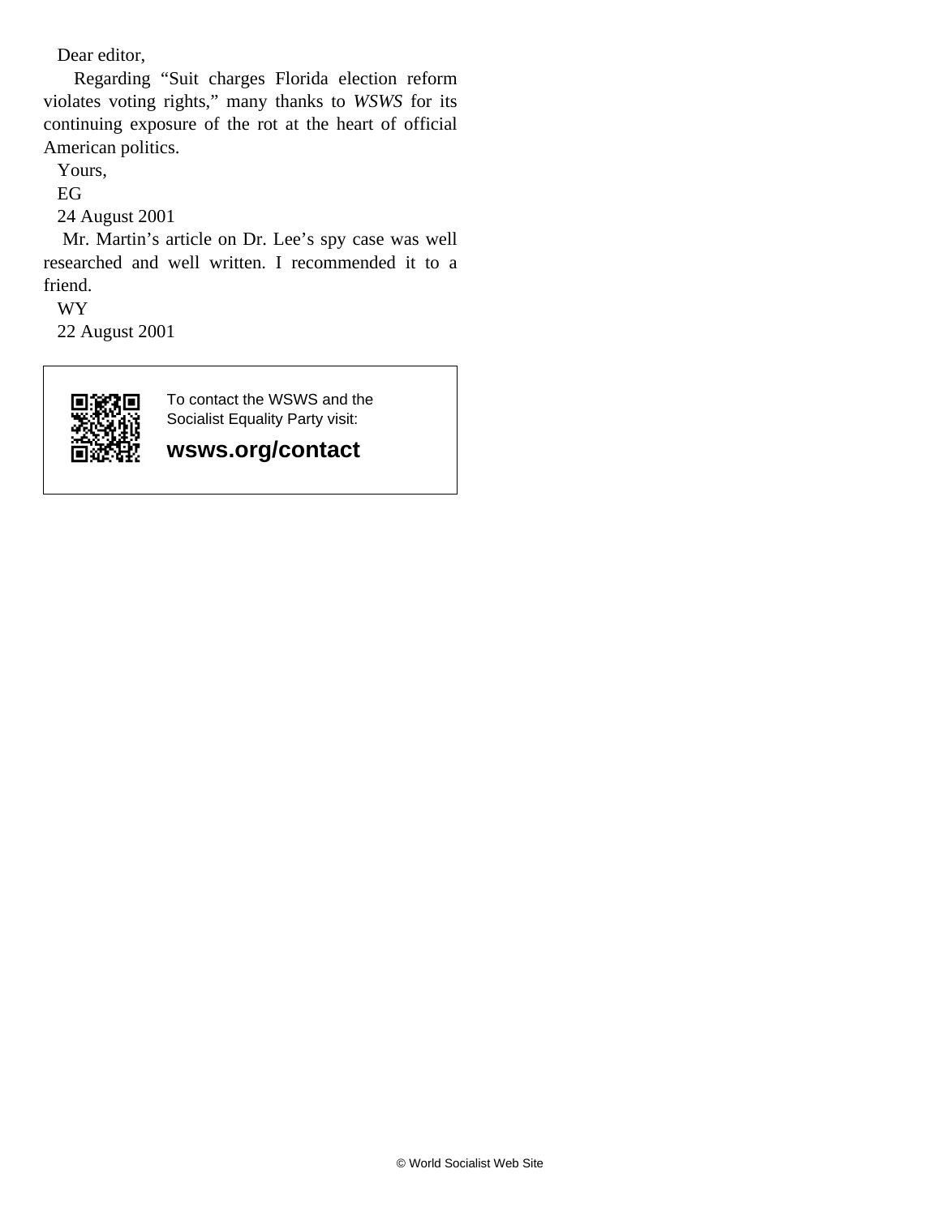Dear editor,

Regarding “Suit charges Florida election reform violates voting rights,” many thanks to *WSWS* for its continuing exposure of the rot at the heart of official American politics.

Yours,

EG

24 August 2001

Mr. Martin’s article on Dr. Lee’s spy case was well researched and well written. I recommended it to a friend.

WY

22 August 2001

To contact the WSWS and the Socialist Equality Party visit:

**wsws.org/contact**